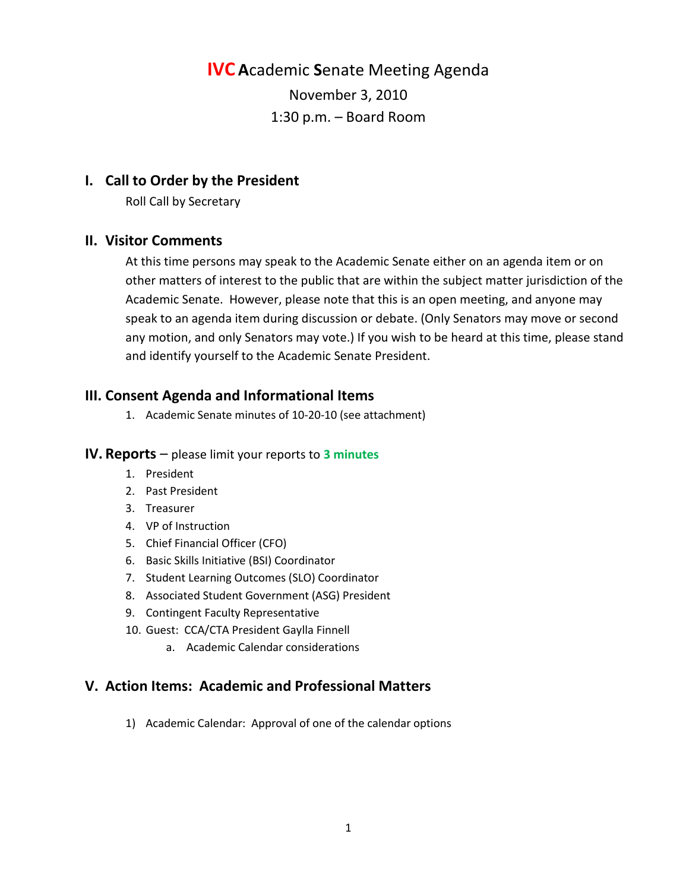# IVC Academic Senate Meeting Agenda

November 3, 2010

1:30 p.m. – Board Room

## I. Call to Order by the President

Roll Call by Secretary

## II. Visitor Comments

At this time persons may speak to the Academic Senate either on an agenda item or on other matters of interest to the public that are within the subject matter jurisdiction of the Academic Senate. However, please note that this is an open meeting, and anyone may speak to an agenda item during discussion or debate. (Only Senators may move or second any motion, and only Senators may vote.) If you wish to be heard at this time, please stand and identify yourself to the Academic Senate President.

## III. Consent Agenda and Informational Items

1. Academic Senate minutes of 10-20-10 (see attachment)

## IV. Reports – please limit your reports to **3 minutes**

1. President
2. Past President
3. Treasurer
4. VP of Instruction
5. Chief Financial Officer (CFO)
6. Basic Skills Initiative (BSI) Coordinator
7. Student Learning Outcomes (SLO) Coordinator
8. Associated Student Government (ASG) President
9. Contingent Faculty Representative
10. Guest: CCA/CTA President Gaylla Finnell
    a. Academic Calendar considerations

## V. Action Items: Academic and Professional Matters

1) Academic Calendar: Approval of one of the calendar options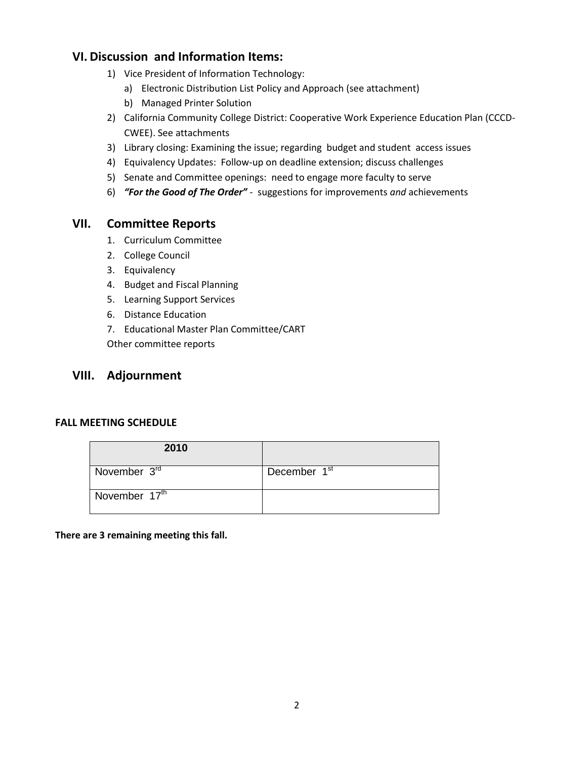## VI. Discussion and Information Items:

1) Vice President of Information Technology:
   a) Electronic Distribution List Policy and Approach (see attachment)
   b) Managed Printer Solution
2) California Community College District: Cooperative Work Experience Education Plan (CCCD-CWEE). See attachments
3) Library closing: Examining the issue; regarding budget and student access issues
4) Equivalency Updates: Follow-up on deadline extension; discuss challenges
5) Senate and Committee openings: need to engage more faculty to serve
6) ***"For the Good of The Order"*** - suggestions for improvements *and* achievements

## VII. Committee Reports

1. Curriculum Committee
2. College Council
3. Equivalency
4. Budget and Fiscal Planning
5. Learning Support Services
6. Distance Education
7. Educational Master Plan Committee/CART

Other committee reports

## VIII. Adjournment

**FALL MEETING SCHEDULE**

| 2010 | |
|---|---|
| November 3rd | December 1st |
| November 17th | |

**There are 3 remaining meeting this fall.**